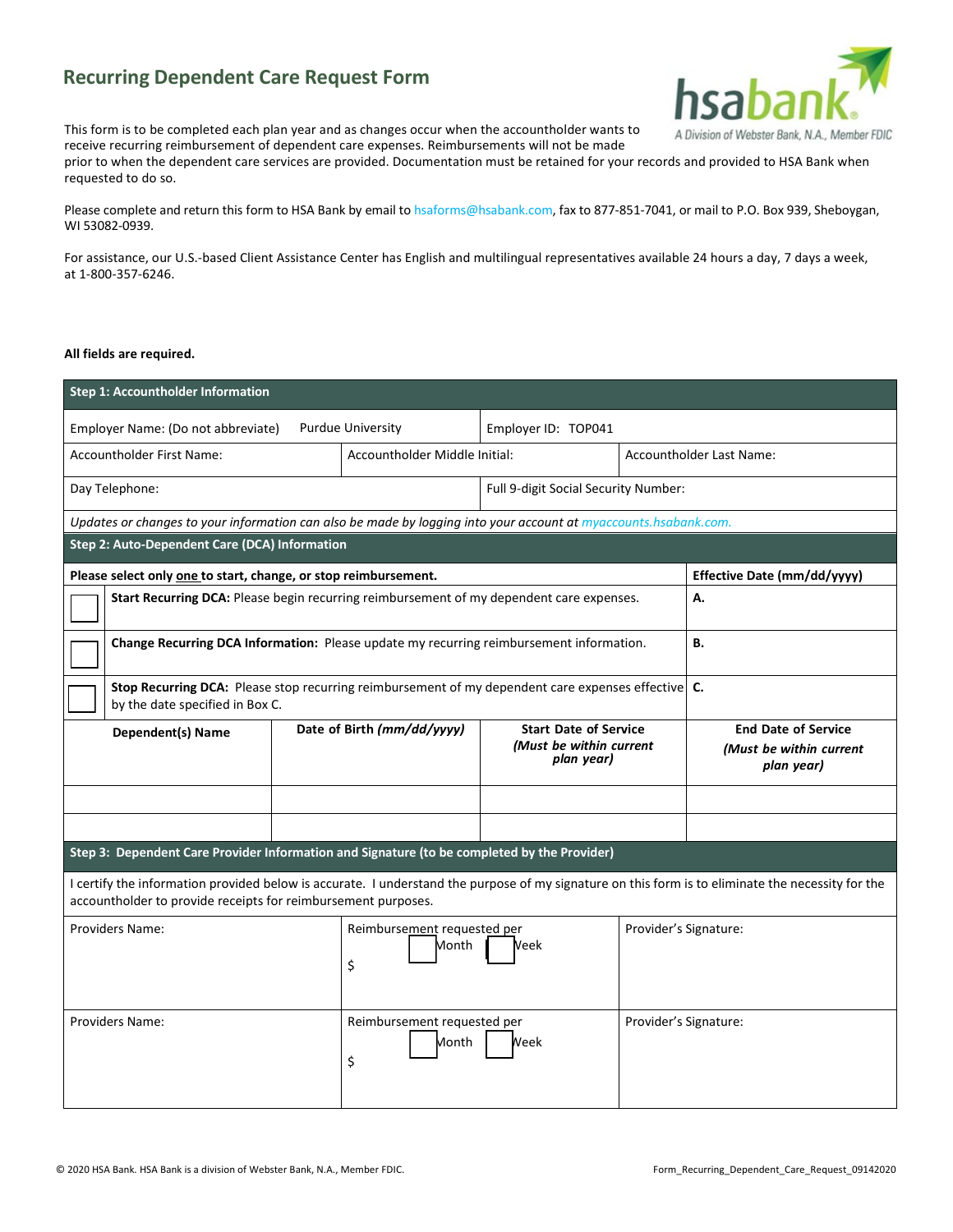# Recurring Dependent Care Request Form

hsabank
A Division of Webster Bank, N.A., Member FDIC

This form is to be completed each plan year and as changes occur when the accountholder wants to receive recurring reimbursement of dependent care expenses. Reimbursements will not be made prior to when the dependent care services are provided. Documentation must be retained for your records and provided to HSA Bank when requested to do so.

Please complete and return this form to HSA Bank by email to hsaforms@hsabank.com, fax to 877-851-7041, or mail to P.O. Box 939, Sheboygan, WI 53082-0939.

For assistance, our U.S.-based Client Assistance Center has English and multilingual representatives available 24 hours a day, 7 days a week, at 1-800-357-6246.

**All fields are required.**

| **Step 1: Accountholder Information** | | |
|---|---|---|
| Employer Name: (Do not abbreviate) Purdue University | Employer ID: TOP041 | |
| Accountholder First Name: | Accountholder Middle Initial: | Accountholder Last Name: |
| Day Telephone: | Full 9-digit Social Security Number: | |
| *Updates or changes to your information can also be made by logging into your account at myaccounts.hsabank.com.* | | |

| **Step 2: Auto-Dependent Care (DCA) Information** | |
|---|---|
| **Please select only one to start, change, or stop reimbursement.** | **Effective Date (mm/dd/yyyy)** |
| ☐ **Start Recurring DCA:** Please begin recurring reimbursement of my dependent care expenses. | **A.** |
| ☐ **Change Recurring DCA Information:** Please update my recurring reimbursement information. | **B.** |
| ☐ **Stop Recurring DCA:** Please stop recurring reimbursement of my dependent care expenses effective by the date specified in Box C. | **C.** |

| **Dependent(s) Name** | **Date of Birth *(mm/dd/yyyy)*** | **Start Date of Service *(Must be within current plan year)*** | **End Date of Service *(Must be within current plan year)*** |
|---|---|---|---|
| | | | |
| | | | |

| **Step 3: Dependent Care Provider Information and Signature (to be completed by the Provider)** | | |
|---|---|---|
| I certify the information provided below is accurate. I understand the purpose of my signature on this form is to eliminate the necessity for the accountholder to provide receipts for reimbursement purposes. | | |
| Providers Name: | Reimbursement requested per ☐ Month ☐ Week<br>$ | Provider's Signature: |
| Providers Name: | Reimbursement requested per ☐ Month ☐ Week<br>$ | Provider's Signature: |

© 2020 HSA Bank. HSA Bank is a division of Webster Bank, N.A., Member FDIC.

Form_Recurring_Dependent_Care_Request_09142020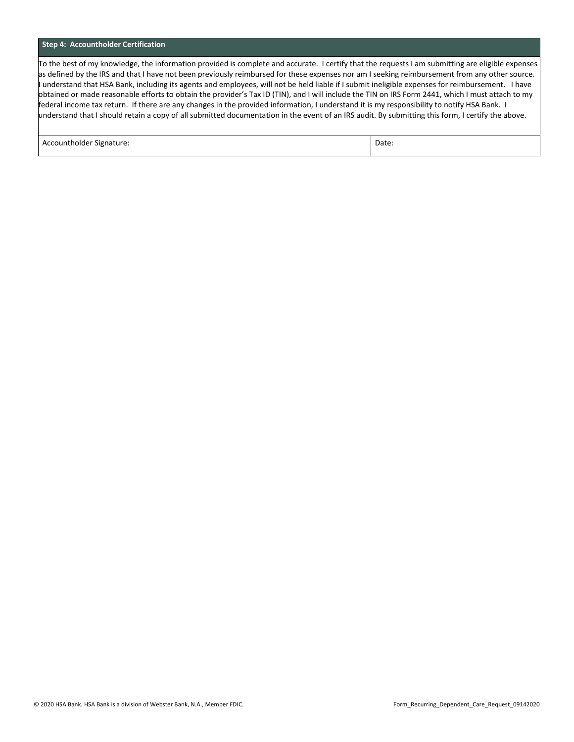### Step 4: Accountholder Certification

To the best of my knowledge, the information provided is complete and accurate. I certify that the requests I am submitting are eligible expenses as defined by the IRS and that I have not been previously reimbursed for these expenses nor am I seeking reimbursement from any other source. I understand that HSA Bank, including its agents and employees, will not be held liable if I submit ineligible expenses for reimbursement. I have obtained or made reasonable efforts to obtain the provider's Tax ID (TIN), and I will include the TIN on IRS Form 2441, which I must attach to my federal income tax return. If there are any changes in the provided information, I understand it is my responsibility to notify HSA Bank. I understand that I should retain a copy of all submitted documentation in the event of an IRS audit. By submitting this form, I certify the above.

| | |
|---|---|
| Accountholder Signature: | Date: |

© 2020 HSA Bank. HSA Bank is a division of Webster Bank, N.A., Member FDIC.

Form_Recurring_Dependent_Care_Request_09142020